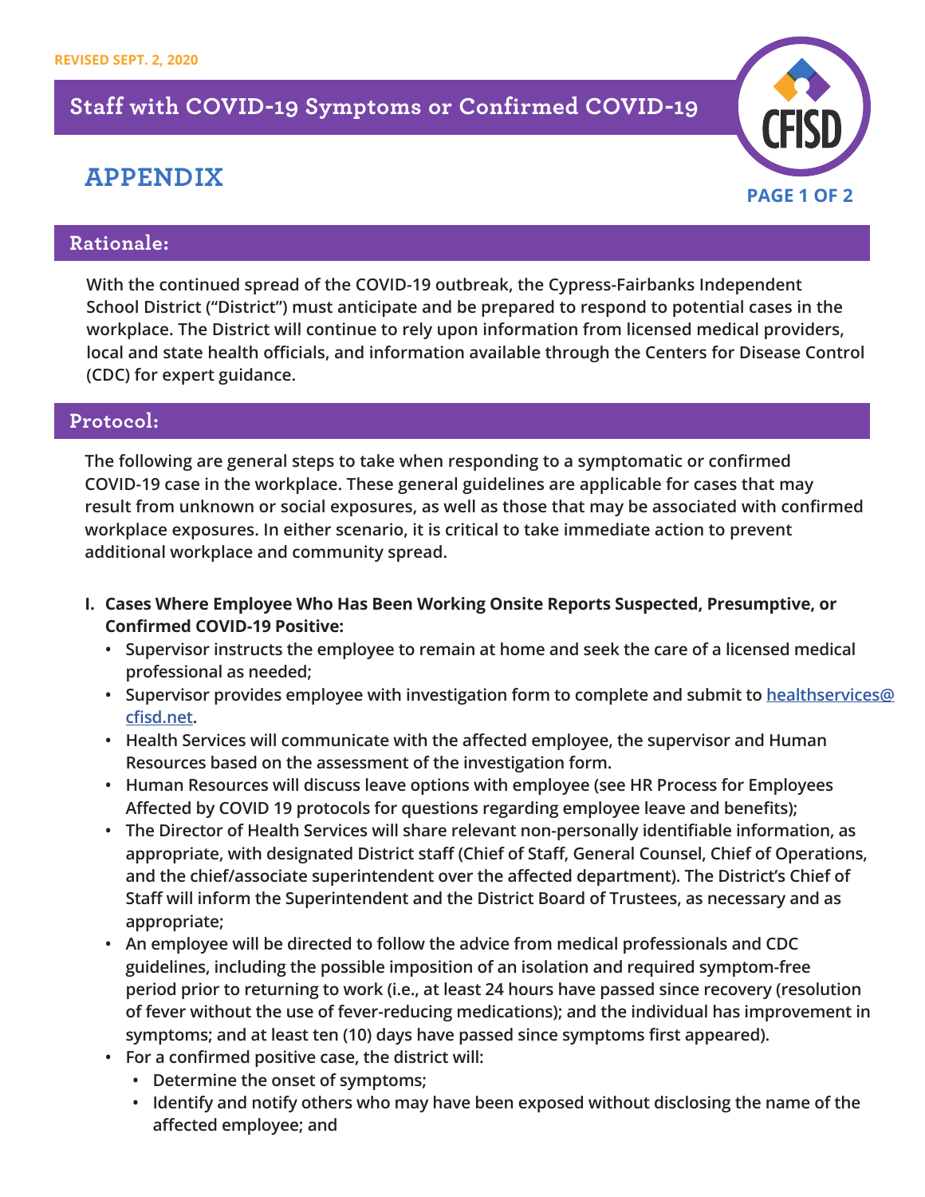REVISED SEPT. 2, 2020

# Staff with COVID-19 Symptoms or Confirmed COVID-19

## APPENDIX

### Rationale:

With the continued spread of the COVID-19 outbreak, the Cypress-Fairbanks Independent School District ("District") must anticipate and be prepared to respond to potential cases in the workplace. The District will continue to rely upon information from licensed medical providers, local and state health officials, and information available through the Centers for Disease Control (CDC) for expert guidance.

### Protocol:

The following are general steps to take when responding to a symptomatic or confirmed COVID-19 case in the workplace. These general guidelines are applicable for cases that may result from unknown or social exposures, as well as those that may be associated with confirmed workplace exposures. In either scenario, it is critical to take immediate action to prevent additional workplace and community spread.

**I. Cases Where Employee Who Has Been Working Onsite Reports Suspected, Presumptive, or Confirmed COVID-19 Positive:**

- Supervisor instructs the employee to remain at home and seek the care of a licensed medical professional as needed;
- Supervisor provides employee with investigation form to complete and submit to healthservices@cfisd.net.
- Health Services will communicate with the affected employee, the supervisor and Human Resources based on the assessment of the investigation form.
- Human Resources will discuss leave options with employee (see HR Process for Employees Affected by COVID 19 protocols for questions regarding employee leave and benefits);
- The Director of Health Services will share relevant non-personally identifiable information, as appropriate, with designated District staff (Chief of Staff, General Counsel, Chief of Operations, and the chief/associate superintendent over the affected department). The District's Chief of Staff will inform the Superintendent and the District Board of Trustees, as necessary and as appropriate;
- An employee will be directed to follow the advice from medical professionals and CDC guidelines, including the possible imposition of an isolation and required symptom-free period prior to returning to work (i.e., at least 24 hours have passed since recovery (resolution of fever without the use of fever-reducing medications); and the individual has improvement in symptoms; and at least ten (10) days have passed since symptoms first appeared).
- For a confirmed positive case, the district will:
  - Determine the onset of symptoms;
  - Identify and notify others who may have been exposed without disclosing the name of the affected employee; and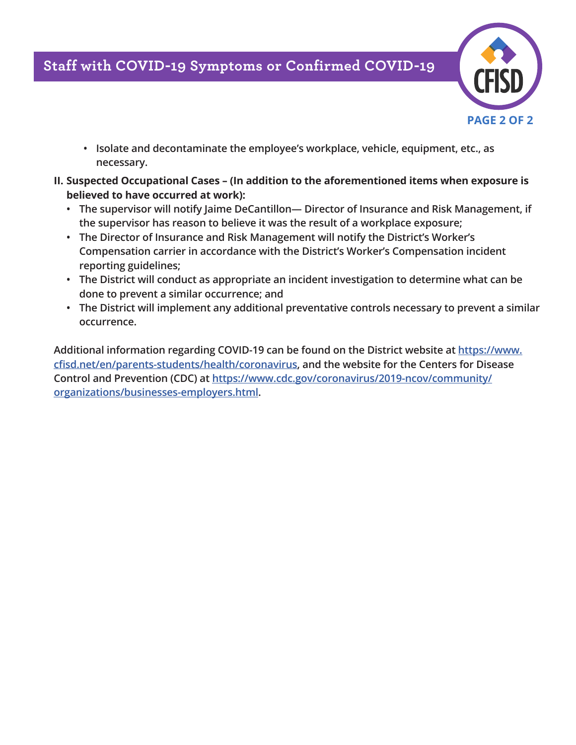- Isolate and decontaminate the employee's workplace, vehicle, equipment, etc., as necessary.

**II. Suspected Occupational Cases – (In addition to the aforementioned items when exposure is believed to have occurred at work):**

- The supervisor will notify Jaime DeCantillon— Director of Insurance and Risk Management, if the supervisor has reason to believe it was the result of a workplace exposure;
- The Director of Insurance and Risk Management will notify the District's Worker's Compensation carrier in accordance with the District's Worker's Compensation incident reporting guidelines;
- The District will conduct as appropriate an incident investigation to determine what can be done to prevent a similar occurrence; and
- The District will implement any additional preventative controls necessary to prevent a similar occurrence.

Additional information regarding COVID-19 can be found on the District website at [https://www.cfisd.net/en/parents-students/health/coronavirus](https://www.cfisd.net/en/parents-students/health/coronavirus), and the website for the Centers for Disease Control and Prevention (CDC) at [https://www.cdc.gov/coronavirus/2019-ncov/community/organizations/businesses-employers.html](https://www.cdc.gov/coronavirus/2019-ncov/community/organizations/businesses-employers.html).